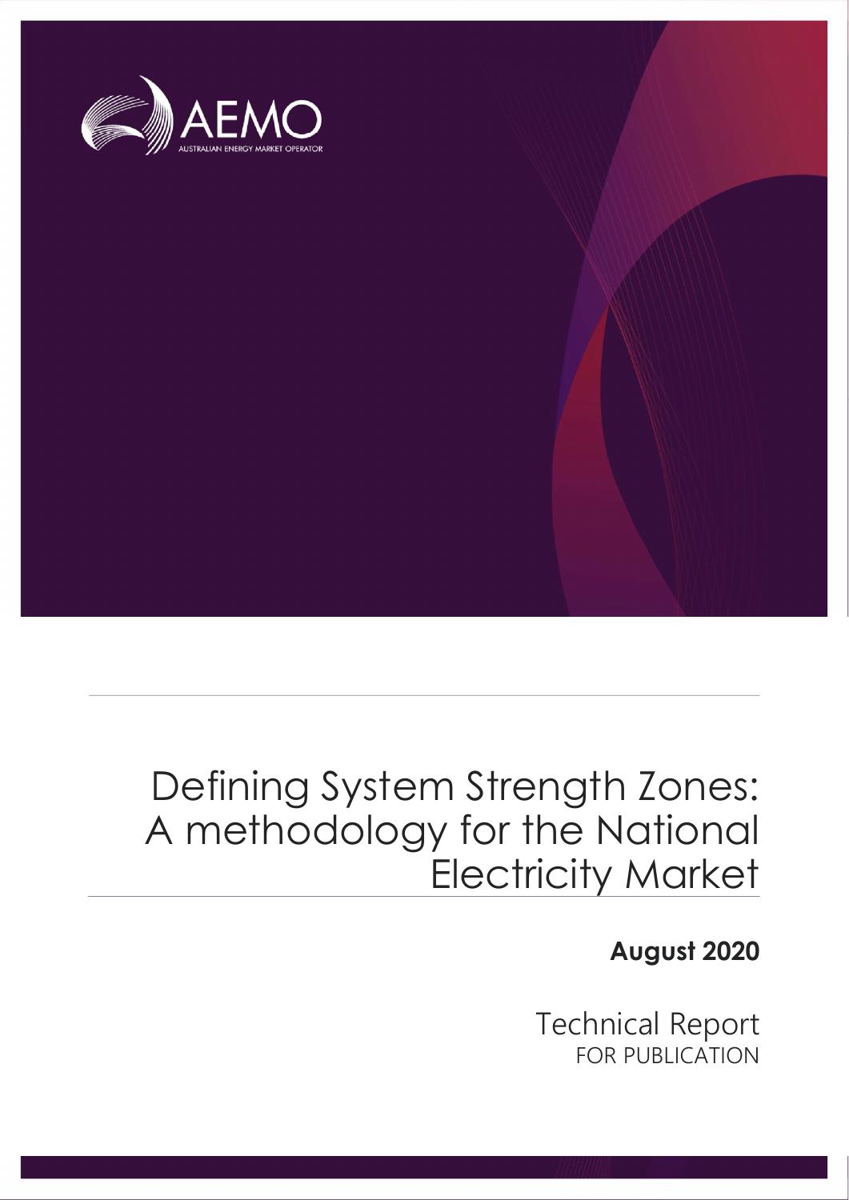AEMO

AUSTRALIAN ENERGY MARKET OPERATOR

# Defining System Strength Zones: A methodology for the National Electricity Market

**August 2020**

Technical Report
FOR PUBLICATION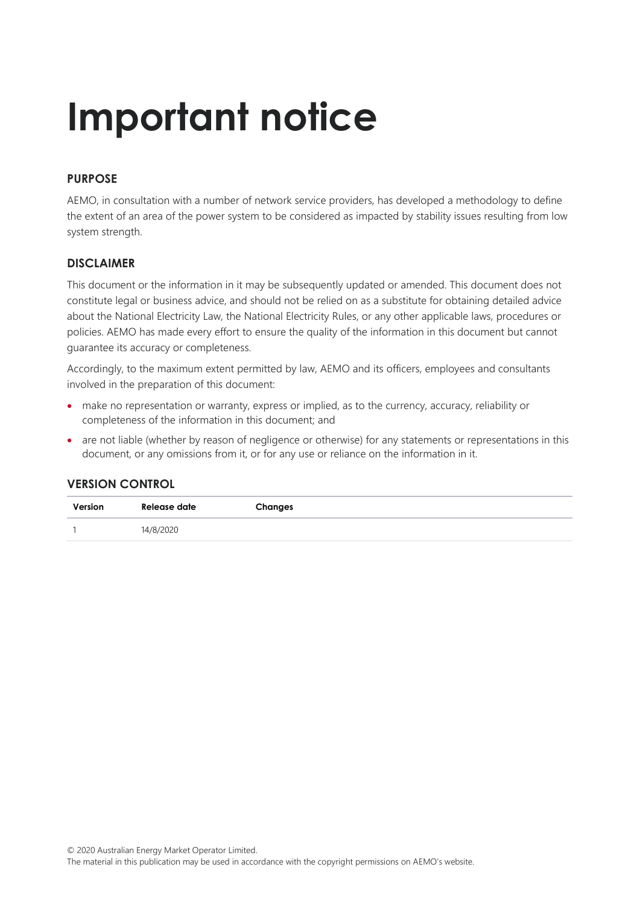# Important notice

## PURPOSE

AEMO, in consultation with a number of network service providers, has developed a methodology to define the extent of an area of the power system to be considered as impacted by stability issues resulting from low system strength.

## DISCLAIMER

This document or the information in it may be subsequently updated or amended. This document does not constitute legal or business advice, and should not be relied on as a substitute for obtaining detailed advice about the National Electricity Law, the National Electricity Rules, or any other applicable laws, procedures or policies. AEMO has made every effort to ensure the quality of the information in this document but cannot guarantee its accuracy or completeness.

Accordingly, to the maximum extent permitted by law, AEMO and its officers, employees and consultants involved in the preparation of this document:

- make no representation or warranty, express or implied, as to the currency, accuracy, reliability or completeness of the information in this document; and
- are not liable (whether by reason of negligence or otherwise) for any statements or representations in this document, or any omissions from it, or for any use or reliance on the information in it.

## VERSION CONTROL

| Version | Release date | Changes |
| --- | --- | --- |
| 1 | 14/8/2020 | |

© 2020 Australian Energy Market Operator Limited.
The material in this publication may be used in accordance with the copyright permissions on AEMO's website.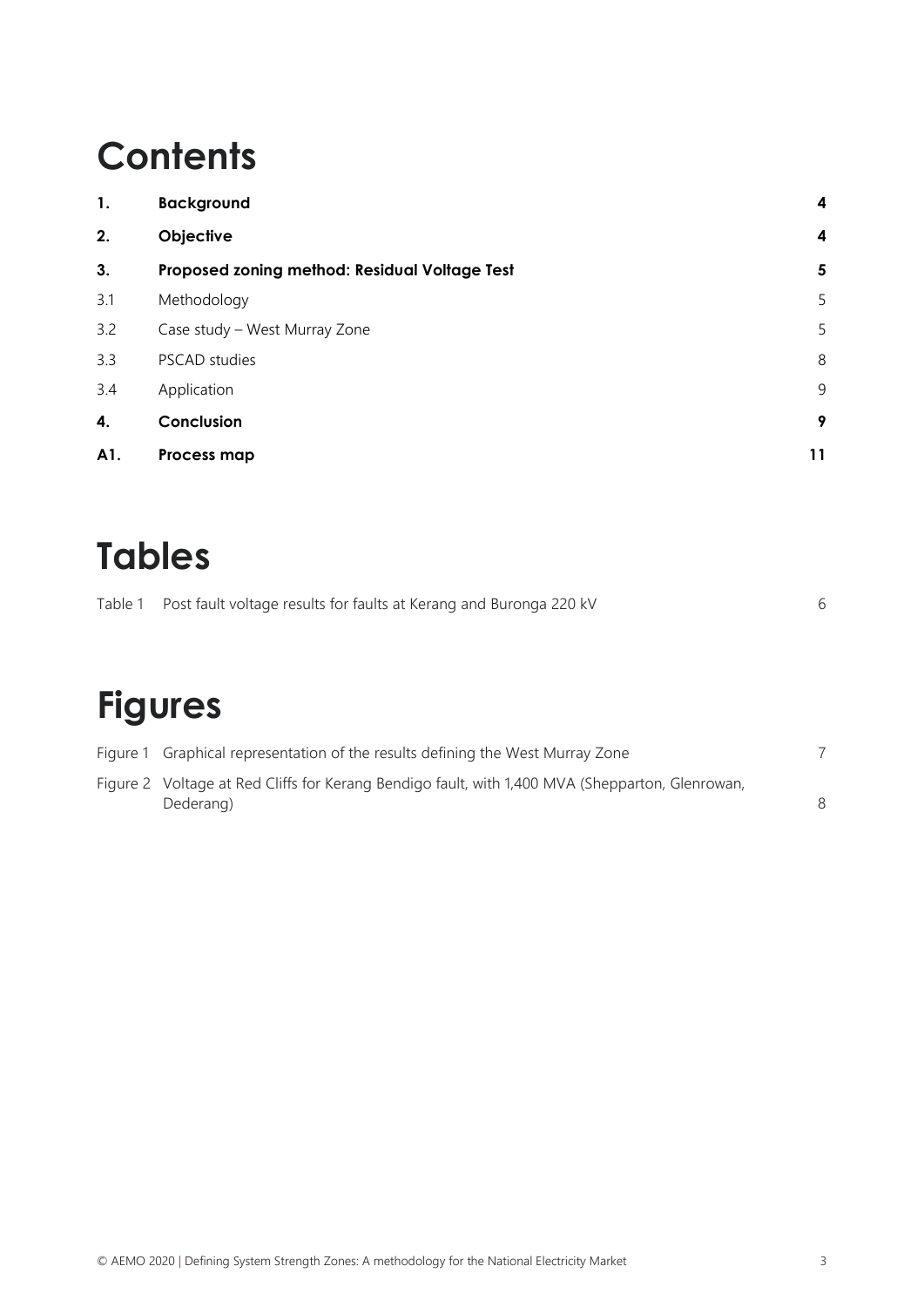# Contents

| | | |
|---|---|---|
| **1.** | **Background** | **4** |
| **2.** | **Objective** | **4** |
| **3.** | **Proposed zoning method: Residual Voltage Test** | **5** |
| 3.1 | Methodology | 5 |
| 3.2 | Case study – West Murray Zone | 5 |
| 3.3 | PSCAD studies | 8 |
| 3.4 | Application | 9 |
| **4.** | **Conclusion** | **9** |
| **A1.** | **Process map** | **11** |

# Tables

| | | |
|---|---|---|
| Table 1 | Post fault voltage results for faults at Kerang and Buronga 220 kV | 6 |

# Figures

| | | |
|---|---|---|
| Figure 1 | Graphical representation of the results defining the West Murray Zone | 7 |
| Figure 2 | Voltage at Red Cliffs for Kerang Bendigo fault, with 1,400 MVA (Shepparton, Glenrowan, Dederang) | 8 |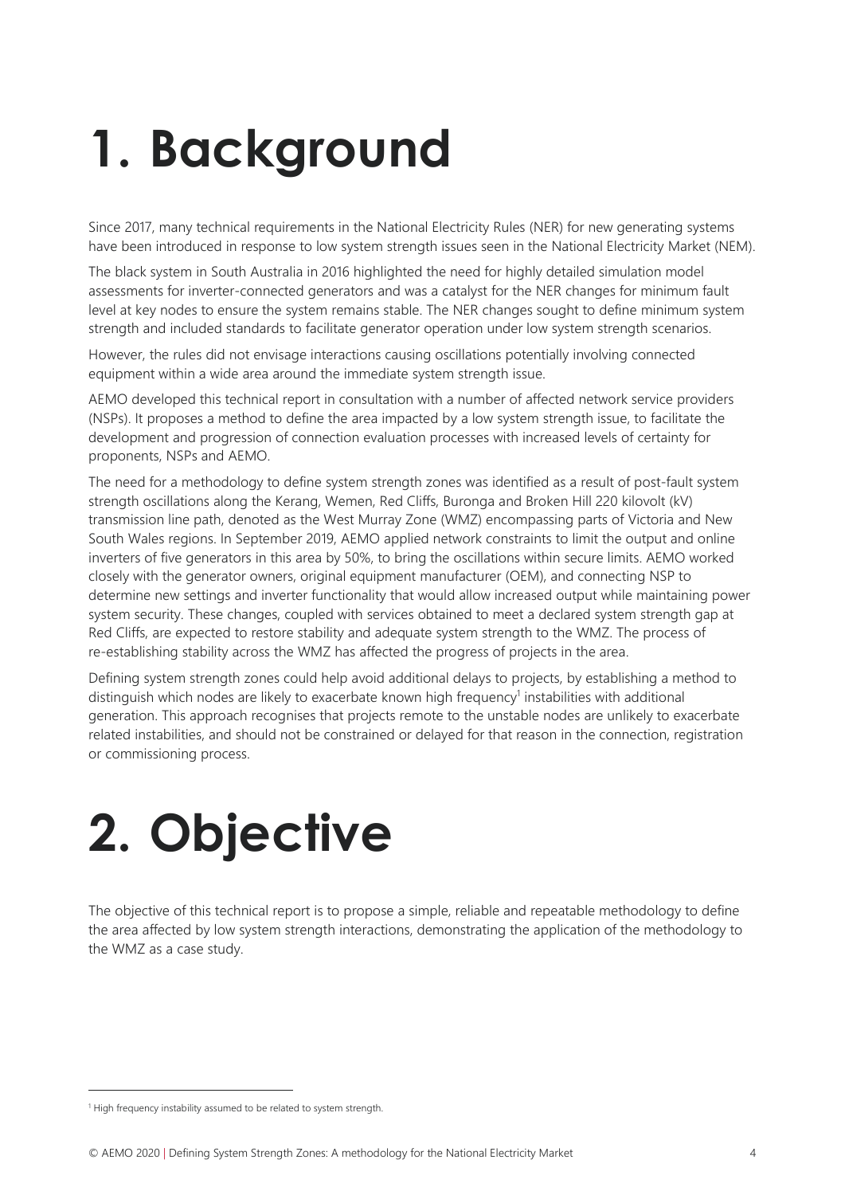# 1. Background

Since 2017, many technical requirements in the National Electricity Rules (NER) for new generating systems have been introduced in response to low system strength issues seen in the National Electricity Market (NEM).

The black system in South Australia in 2016 highlighted the need for highly detailed simulation model assessments for inverter-connected generators and was a catalyst for the NER changes for minimum fault level at key nodes to ensure the system remains stable. The NER changes sought to define minimum system strength and included standards to facilitate generator operation under low system strength scenarios.

However, the rules did not envisage interactions causing oscillations potentially involving connected equipment within a wide area around the immediate system strength issue.

AEMO developed this technical report in consultation with a number of affected network service providers (NSPs). It proposes a method to define the area impacted by a low system strength issue, to facilitate the development and progression of connection evaluation processes with increased levels of certainty for proponents, NSPs and AEMO.

The need for a methodology to define system strength zones was identified as a result of post-fault system strength oscillations along the Kerang, Wemen, Red Cliffs, Buronga and Broken Hill 220 kilovolt (kV) transmission line path, denoted as the West Murray Zone (WMZ) encompassing parts of Victoria and New South Wales regions. In September 2019, AEMO applied network constraints to limit the output and online inverters of five generators in this area by 50%, to bring the oscillations within secure limits. AEMO worked closely with the generator owners, original equipment manufacturer (OEM), and connecting NSP to determine new settings and inverter functionality that would allow increased output while maintaining power system security. These changes, coupled with services obtained to meet a declared system strength gap at Red Cliffs, are expected to restore stability and adequate system strength to the WMZ. The process of re-establishing stability across the WMZ has affected the progress of projects in the area.

Defining system strength zones could help avoid additional delays to projects, by establishing a method to distinguish which nodes are likely to exacerbate known high frequency[1] instabilities with additional generation. This approach recognises that projects remote to the unstable nodes are unlikely to exacerbate related instabilities, and should not be constrained or delayed for that reason in the connection, registration or commissioning process.

# 2. Objective

The objective of this technical report is to propose a simple, reliable and repeatable methodology to define the area affected by low system strength interactions, demonstrating the application of the methodology to the WMZ as a case study.

[1] High frequency instability assumed to be related to system strength.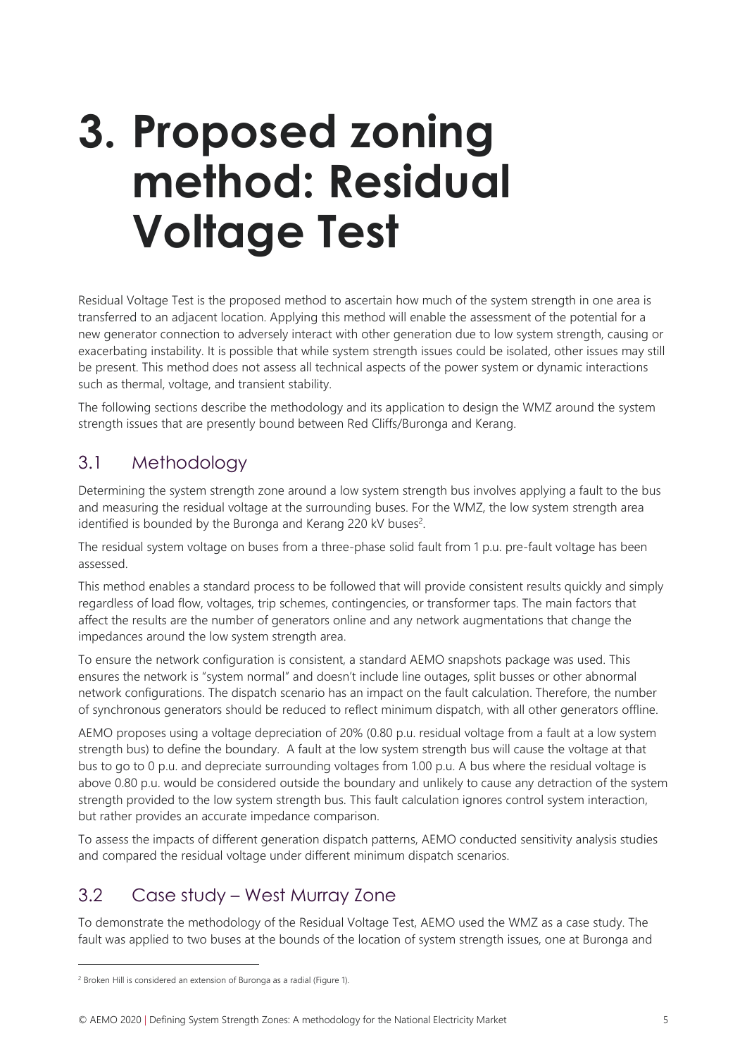# 3. Proposed zoning method: Residual Voltage Test

Residual Voltage Test is the proposed method to ascertain how much of the system strength in one area is transferred to an adjacent location. Applying this method will enable the assessment of the potential for a new generator connection to adversely interact with other generation due to low system strength, causing or exacerbating instability. It is possible that while system strength issues could be isolated, other issues may still be present. This method does not assess all technical aspects of the power system or dynamic interactions such as thermal, voltage, and transient stability.

The following sections describe the methodology and its application to design the WMZ around the system strength issues that are presently bound between Red Cliffs/Buronga and Kerang.

## 3.1 Methodology

Determining the system strength zone around a low system strength bus involves applying a fault to the bus and measuring the residual voltage at the surrounding buses. For the WMZ, the low system strength area identified is bounded by the Buronga and Kerang 220 kV buses[2].

The residual system voltage on buses from a three-phase solid fault from 1 p.u. pre-fault voltage has been assessed.

This method enables a standard process to be followed that will provide consistent results quickly and simply regardless of load flow, voltages, trip schemes, contingencies, or transformer taps. The main factors that affect the results are the number of generators online and any network augmentations that change the impedances around the low system strength area.

To ensure the network configuration is consistent, a standard AEMO snapshots package was used. This ensures the network is "system normal" and doesn't include line outages, split busses or other abnormal network configurations. The dispatch scenario has an impact on the fault calculation. Therefore, the number of synchronous generators should be reduced to reflect minimum dispatch, with all other generators offline.

AEMO proposes using a voltage depreciation of 20% (0.80 p.u. residual voltage from a fault at a low system strength bus) to define the boundary. A fault at the low system strength bus will cause the voltage at that bus to go to 0 p.u. and depreciate surrounding voltages from 1.00 p.u. A bus where the residual voltage is above 0.80 p.u. would be considered outside the boundary and unlikely to cause any detraction of the system strength provided to the low system strength bus. This fault calculation ignores control system interaction, but rather provides an accurate impedance comparison.

To assess the impacts of different generation dispatch patterns, AEMO conducted sensitivity analysis studies and compared the residual voltage under different minimum dispatch scenarios.

## 3.2 Case study – West Murray Zone

To demonstrate the methodology of the Residual Voltage Test, AEMO used the WMZ as a case study. The fault was applied to two buses at the bounds of the location of system strength issues, one at Buronga and

[2] Broken Hill is considered an extension of Buronga as a radial (Figure 1).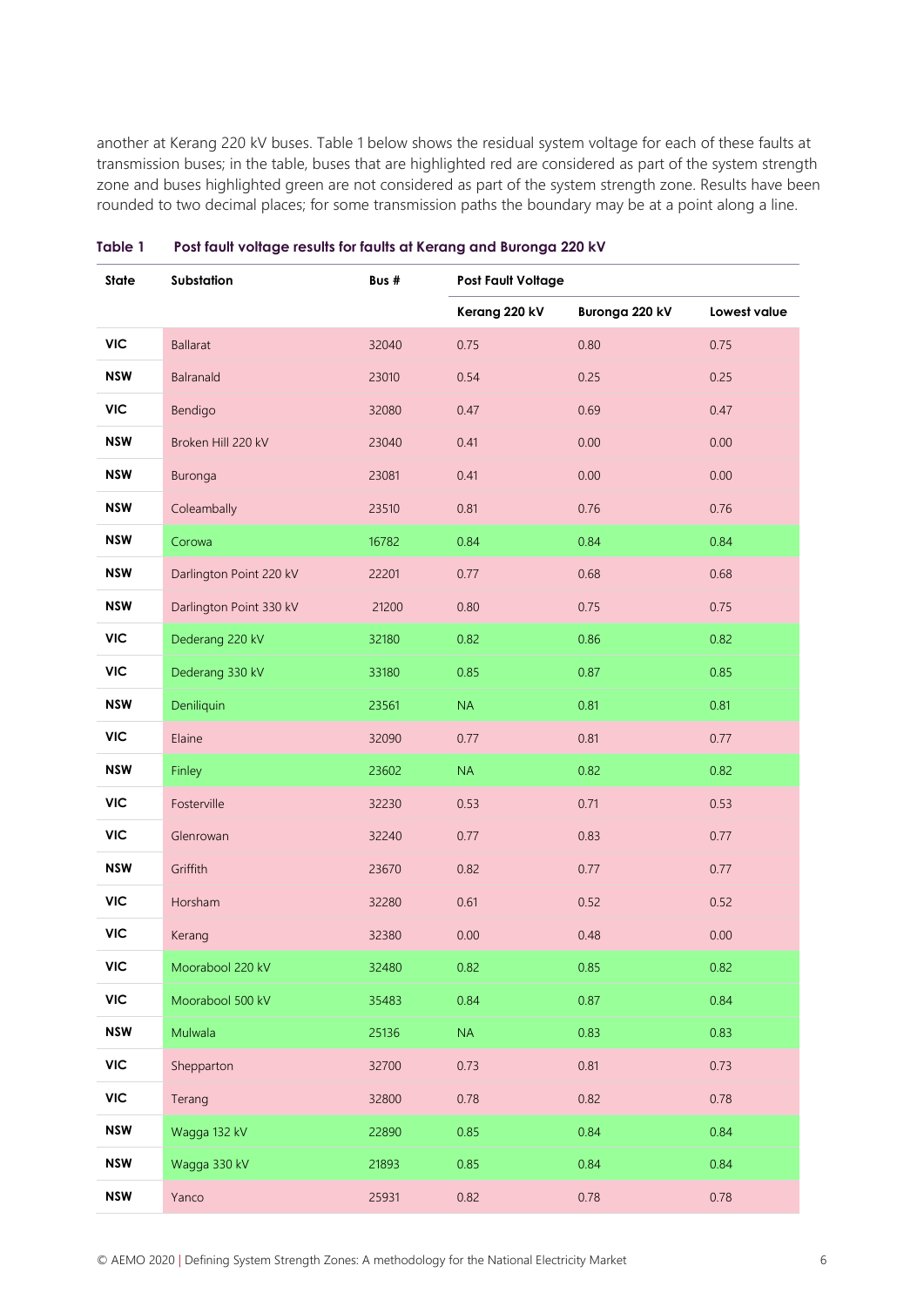another at Kerang 220 kV buses. Table 1 below shows the residual system voltage for each of these faults at transmission buses; in the table, buses that are highlighted red are considered as part of the system strength zone and buses highlighted green are not considered as part of the system strength zone. Results have been rounded to two decimal places; for some transmission paths the boundary may be at a point along a line.

**Table 1 Post fault voltage results for faults at Kerang and Buronga 220 kV**

| State | Substation | Bus # | Post Fault Voltage | | |
|---|---|---|---|---|---|
| | | | Kerang 220 kV | Buronga 220 kV | Lowest value |
| VIC | Ballarat | 32040 | 0.75 | 0.80 | 0.75 |
| NSW | Balranald | 23010 | 0.54 | 0.25 | 0.25 |
| VIC | Bendigo | 32080 | 0.47 | 0.69 | 0.47 |
| NSW | Broken Hill 220 kV | 23040 | 0.41 | 0.00 | 0.00 |
| NSW | Buronga | 23081 | 0.41 | 0.00 | 0.00 |
| NSW | Coleambally | 23510 | 0.81 | 0.76 | 0.76 |
| NSW | Corowa | 16782 | 0.84 | 0.84 | 0.84 |
| NSW | Darlington Point 220 kV | 22201 | 0.77 | 0.68 | 0.68 |
| NSW | Darlington Point 330 kV | 21200 | 0.80 | 0.75 | 0.75 |
| VIC | Dederang 220 kV | 32180 | 0.82 | 0.86 | 0.82 |
| VIC | Dederang 330 kV | 33180 | 0.85 | 0.87 | 0.85 |
| NSW | Deniliquin | 23561 | NA | 0.81 | 0.81 |
| VIC | Elaine | 32090 | 0.77 | 0.81 | 0.77 |
| NSW | Finley | 23602 | NA | 0.82 | 0.82 |
| VIC | Fosterville | 32230 | 0.53 | 0.71 | 0.53 |
| VIC | Glenrowan | 32240 | 0.77 | 0.83 | 0.77 |
| NSW | Griffith | 23670 | 0.82 | 0.77 | 0.77 |
| VIC | Horsham | 32280 | 0.61 | 0.52 | 0.52 |
| VIC | Kerang | 32380 | 0.00 | 0.48 | 0.00 |
| VIC | Moorabool 220 kV | 32480 | 0.82 | 0.85 | 0.82 |
| VIC | Moorabool 500 kV | 35483 | 0.84 | 0.87 | 0.84 |
| NSW | Mulwala | 25136 | NA | 0.83 | 0.83 |
| VIC | Shepparton | 32700 | 0.73 | 0.81 | 0.73 |
| VIC | Terang | 32800 | 0.78 | 0.82 | 0.78 |
| NSW | Wagga 132 kV | 22890 | 0.85 | 0.84 | 0.84 |
| NSW | Wagga 330 kV | 21893 | 0.85 | 0.84 | 0.84 |
| NSW | Yanco | 25931 | 0.82 | 0.78 | 0.78 |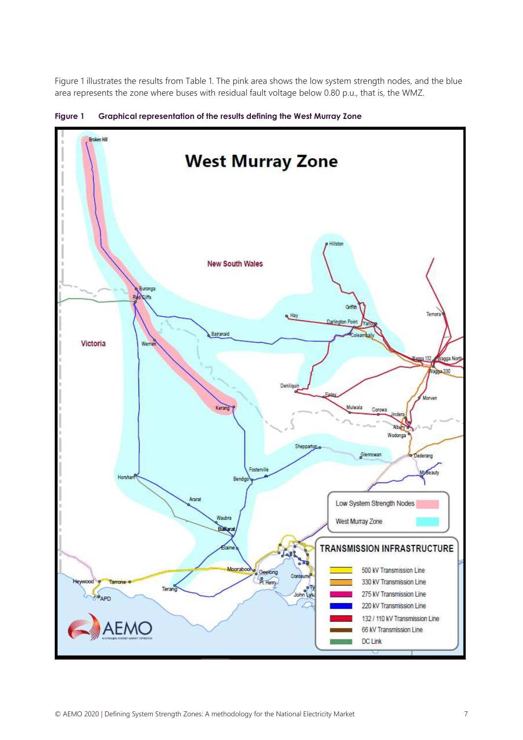Figure 1 illustrates the results from Table 1. The pink area shows the low system strength nodes, and the blue area represents the zone where buses with residual fault voltage below 0.80 p.u., that is, the WMZ.

**Figure 1 Graphical representation of the results defining the West Murray Zone**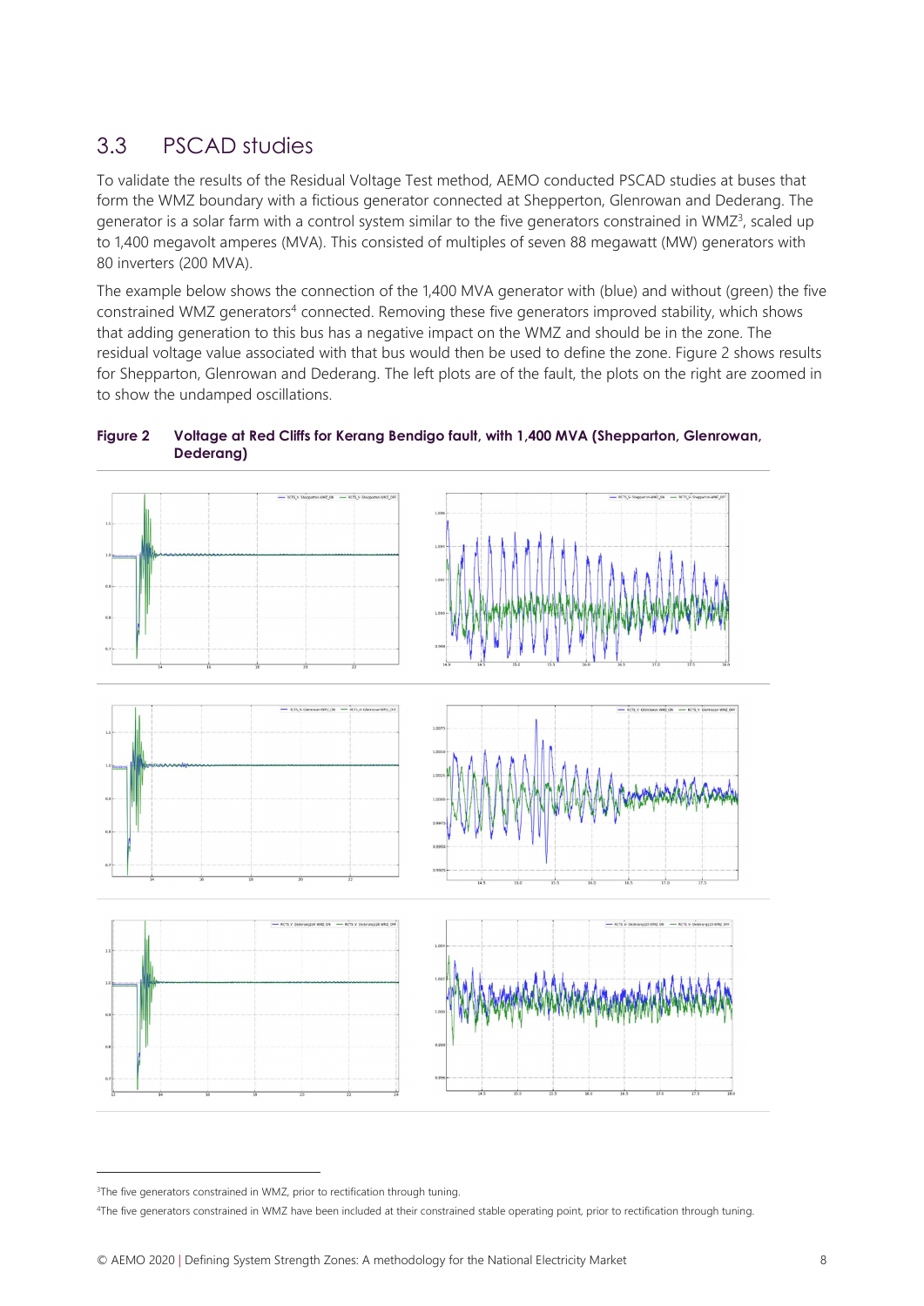## 3.3 PSCAD studies

To validate the results of the Residual Voltage Test method, AEMO conducted PSCAD studies at buses that form the WMZ boundary with a fictious generator connected at Shepperton, Glenrowan and Dederang. The generator is a solar farm with a control system similar to the five generators constrained in WMZ[3], scaled up to 1,400 megavolt amperes (MVA). This consisted of multiples of seven 88 megawatt (MW) generators with 80 inverters (200 MVA).

The example below shows the connection of the 1,400 MVA generator with (blue) and without (green) the five constrained WMZ generators[4] connected. Removing these five generators improved stability, which shows that adding generation to this bus has a negative impact on the WMZ and should be in the zone. The residual voltage value associated with that bus would then be used to define the zone. Figure 2 shows results for Shepparton, Glenrowan and Dederang. The left plots are of the fault, the plots on the right are zoomed in to show the undamped oscillations.

**Figure 2 Voltage at Red Cliffs for Kerang Bendigo fault, with 1,400 MVA (Shepparton, Glenrowan, Dederang)**

[3] The five generators constrained in WMZ, prior to rectification through tuning.

[4] The five generators constrained in WMZ have been included at their constrained stable operating point, prior to rectification through tuning.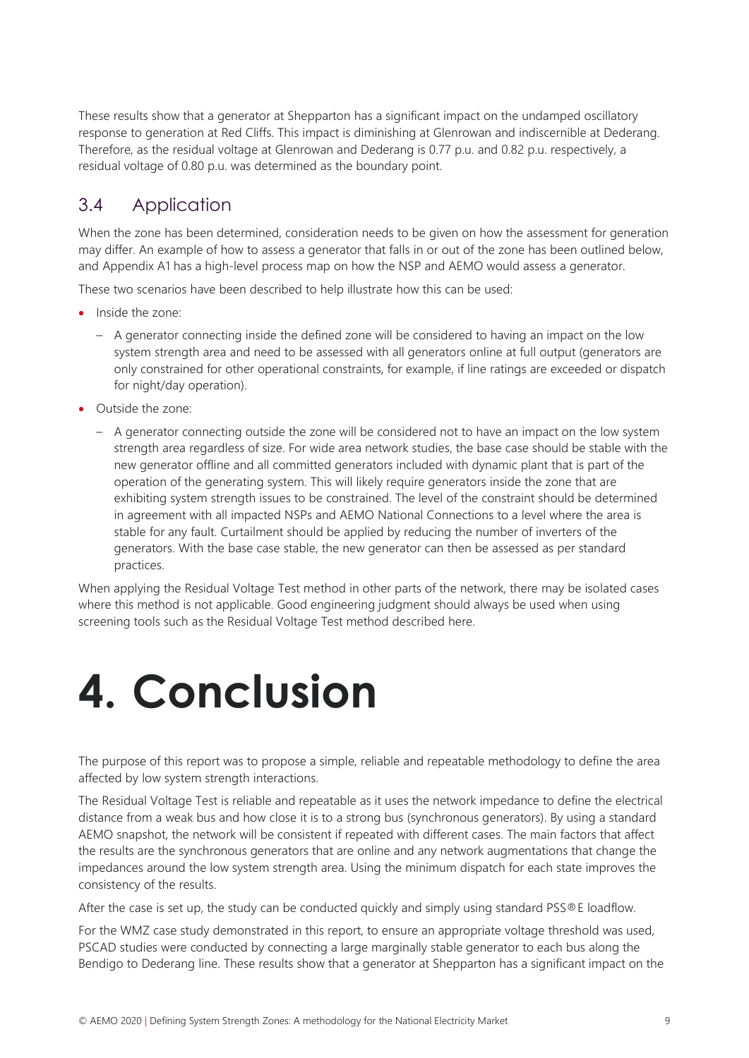These results show that a generator at Shepparton has a significant impact on the undamped oscillatory response to generation at Red Cliffs. This impact is diminishing at Glenrowan and indiscernible at Dederang. Therefore, as the residual voltage at Glenrowan and Dederang is 0.77 p.u. and 0.82 p.u. respectively, a residual voltage of 0.80 p.u. was determined as the boundary point.

## 3.4 Application

When the zone has been determined, consideration needs to be given on how the assessment for generation may differ. An example of how to assess a generator that falls in or out of the zone has been outlined below, and Appendix A1 has a high-level process map on how the NSP and AEMO would assess a generator.

These two scenarios have been described to help illustrate how this can be used:

- Inside the zone:
  - A generator connecting inside the defined zone will be considered to having an impact on the low system strength area and need to be assessed with all generators online at full output (generators are only constrained for other operational constraints, for example, if line ratings are exceeded or dispatch for night/day operation).
- Outside the zone:
  - A generator connecting outside the zone will be considered not to have an impact on the low system strength area regardless of size. For wide area network studies, the base case should be stable with the new generator offline and all committed generators included with dynamic plant that is part of the operation of the generating system. This will likely require generators inside the zone that are exhibiting system strength issues to be constrained. The level of the constraint should be determined in agreement with all impacted NSPs and AEMO National Connections to a level where the area is stable for any fault. Curtailment should be applied by reducing the number of inverters of the generators. With the base case stable, the new generator can then be assessed as per standard practices.

When applying the Residual Voltage Test method in other parts of the network, there may be isolated cases where this method is not applicable. Good engineering judgment should always be used when using screening tools such as the Residual Voltage Test method described here.

# 4. Conclusion

The purpose of this report was to propose a simple, reliable and repeatable methodology to define the area affected by low system strength interactions.

The Residual Voltage Test is reliable and repeatable as it uses the network impedance to define the electrical distance from a weak bus and how close it is to a strong bus (synchronous generators). By using a standard AEMO snapshot, the network will be consistent if repeated with different cases. The main factors that affect the results are the synchronous generators that are online and any network augmentations that change the impedances around the low system strength area. Using the minimum dispatch for each state improves the consistency of the results.

After the case is set up, the study can be conducted quickly and simply using standard PSS®E loadflow.

For the WMZ case study demonstrated in this report, to ensure an appropriate voltage threshold was used, PSCAD studies were conducted by connecting a large marginally stable generator to each bus along the Bendigo to Dederang line. These results show that a generator at Shepparton has a significant impact on the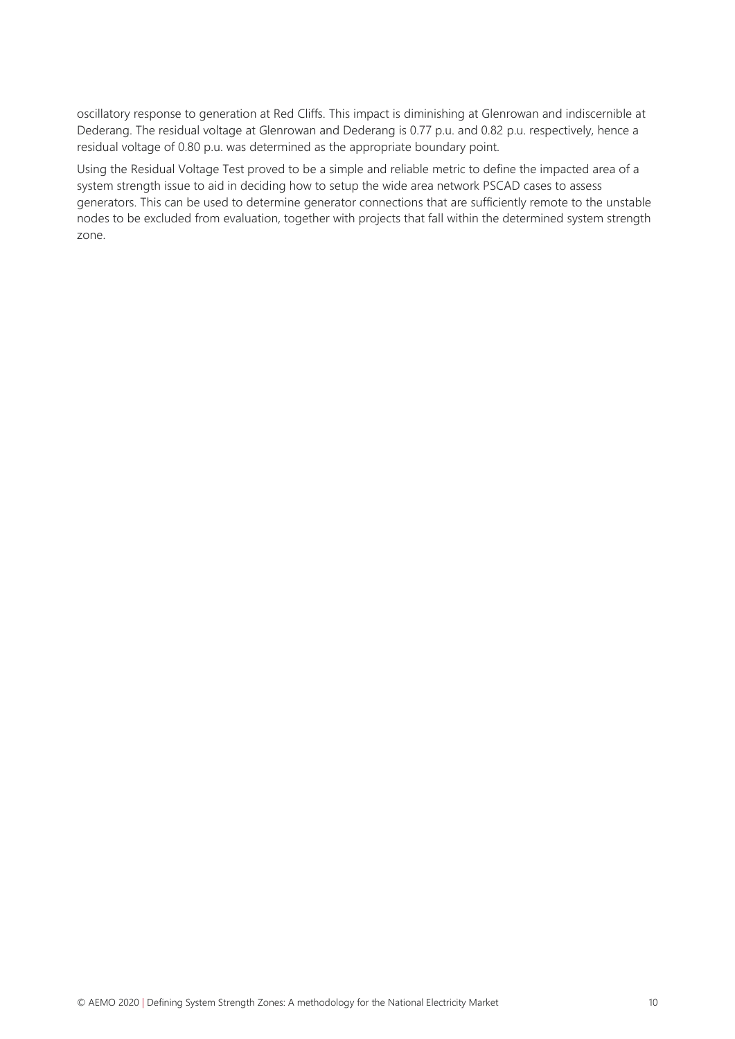oscillatory response to generation at Red Cliffs. This impact is diminishing at Glenrowan and indiscernible at Dederang. The residual voltage at Glenrowan and Dederang is 0.77 p.u. and 0.82 p.u. respectively, hence a residual voltage of 0.80 p.u. was determined as the appropriate boundary point.

Using the Residual Voltage Test proved to be a simple and reliable metric to define the impacted area of a system strength issue to aid in deciding how to setup the wide area network PSCAD cases to assess generators. This can be used to determine generator connections that are sufficiently remote to the unstable nodes to be excluded from evaluation, together with projects that fall within the determined system strength zone.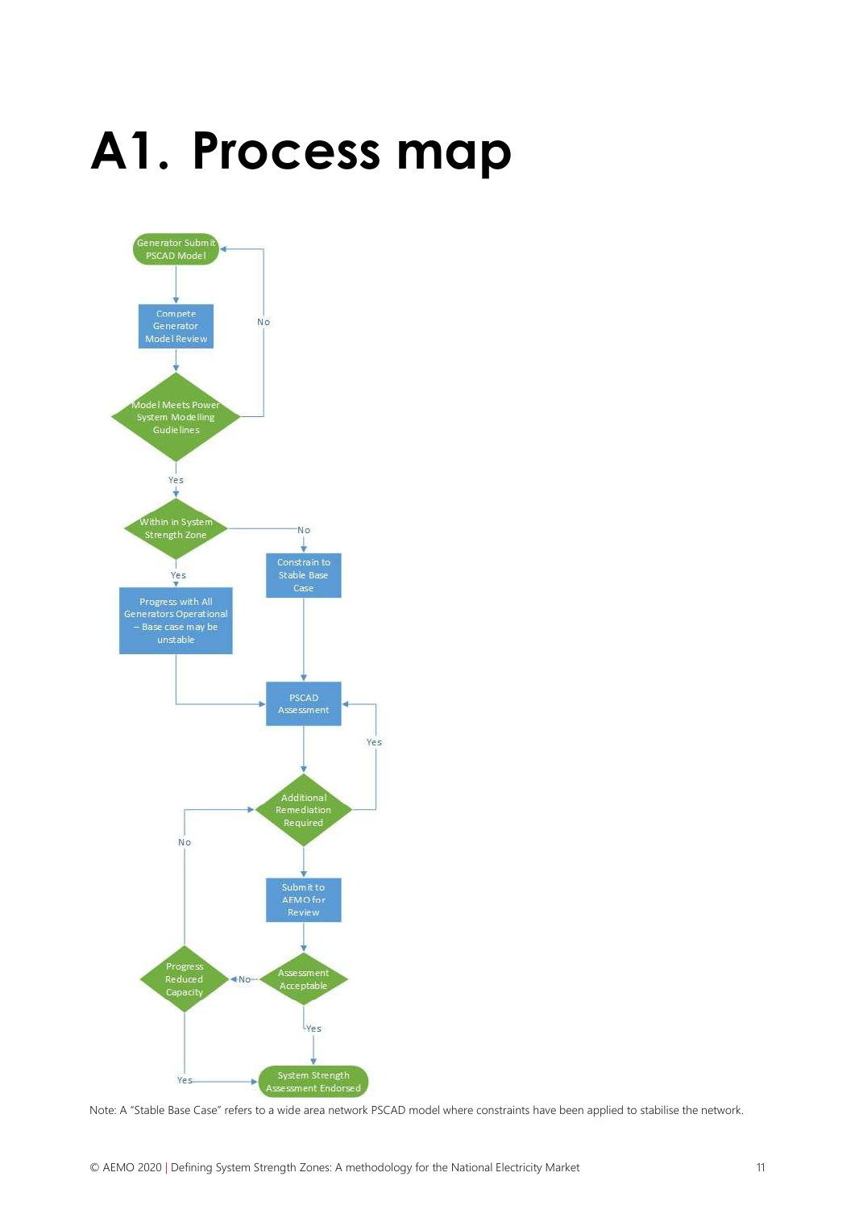# A1. Process map

Generator Submit PSCAD Model

Compete Generator Model Review

Model Meets Power System Modelling Gudielines

No

Yes

Within in System Strength Zone

No

Yes

Progress with All Generators Operational – Base case may be unstable

Constrain to Stable Base Case

PSCAD Assessment

Yes

Additional Remediation Required

No

Submit to AEMO for Review

Progress Reduced Capacity

No

Assessment Acceptable

Yes

Yes

System Strength Assessment Endorsed

Note: A "Stable Base Case" refers to a wide area network PSCAD model where constraints have been applied to stabilise the network.